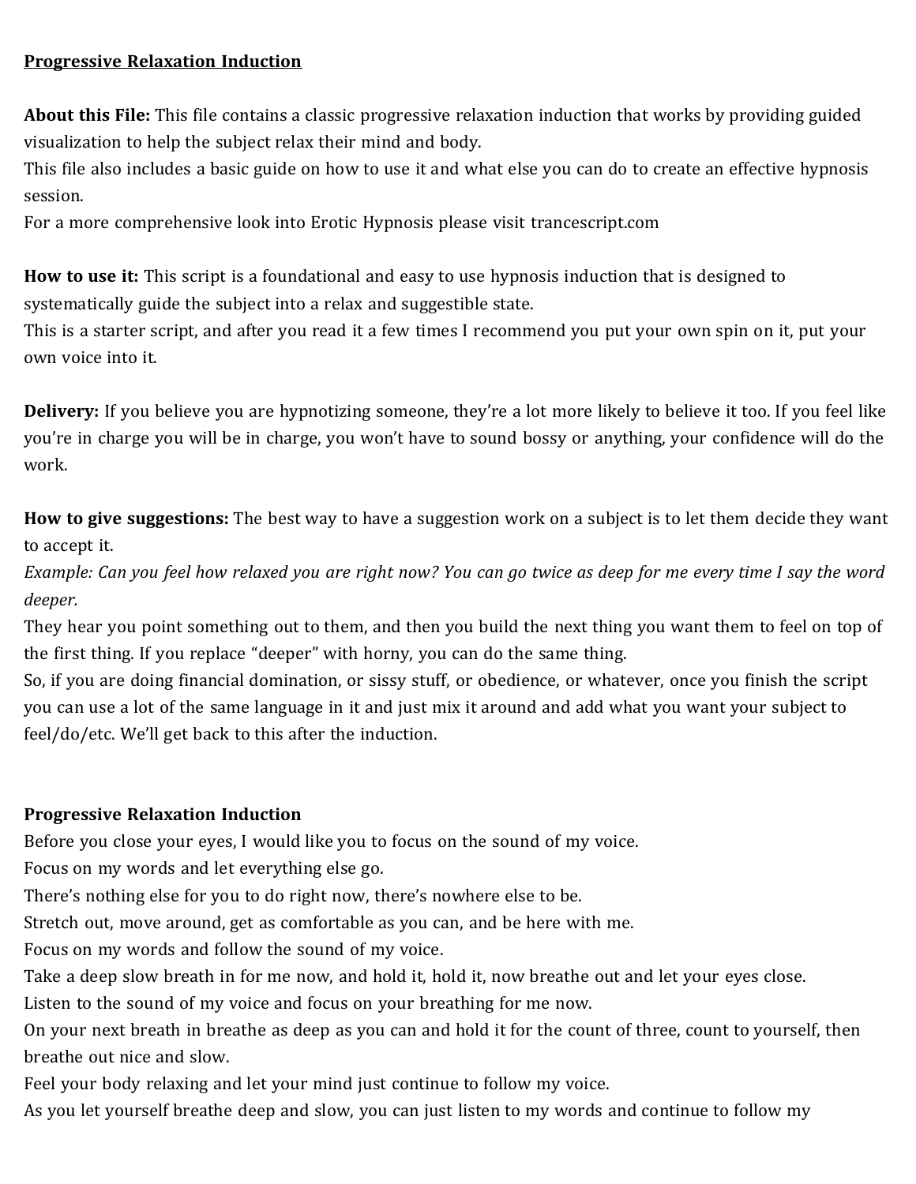<u>**Progressive Relaxation Induction**</u>

**About this File:** This file contains a classic progressive relaxation induction that works by providing guided visualization to help the subject relax their mind and body.
This file also includes a basic guide on how to use it and what else you can do to create an effective hypnosis session.
For a more comprehensive look into Erotic Hypnosis please visit trancescript.com

**How to use it:** This script is a foundational and easy to use hypnosis induction that is designed to systematically guide the subject into a relax and suggestible state.
This is a starter script, and after you read it a few times I recommend you put your own spin on it, put your own voice into it.

**Delivery:** If you believe you are hypnotizing someone, they're a lot more likely to believe it too. If you feel like you're in charge you will be in charge, you won't have to sound bossy or anything, your confidence will do the work.

**How to give suggestions:** The best way to have a suggestion work on a subject is to let them decide they want to accept it.
*Example: Can you feel how relaxed you are right now? You can go twice as deep for me every time I say the word deeper.*
They hear you point something out to them, and then you build the next thing you want them to feel on top of the first thing. If you replace "deeper" with horny, you can do the same thing.
So, if you are doing financial domination, or sissy stuff, or obedience, or whatever, once you finish the script you can use a lot of the same language in it and just mix it around and add what you want your subject to feel/do/etc. We'll get back to this after the induction.

**Progressive Relaxation Induction**

Before you close your eyes, I would like you to focus on the sound of my voice.
Focus on my words and let everything else go.
There's nothing else for you to do right now, there's nowhere else to be.
Stretch out, move around, get as comfortable as you can, and be here with me.
Focus on my words and follow the sound of my voice.
Take a deep slow breath in for me now, and hold it, hold it, now breathe out and let your eyes close.
Listen to the sound of my voice and focus on your breathing for me now.
On your next breath in breathe as deep as you can and hold it for the count of three, count to yourself, then breathe out nice and slow.
Feel your body relaxing and let your mind just continue to follow my voice.
As you let yourself breathe deep and slow, you can just listen to my words and continue to follow my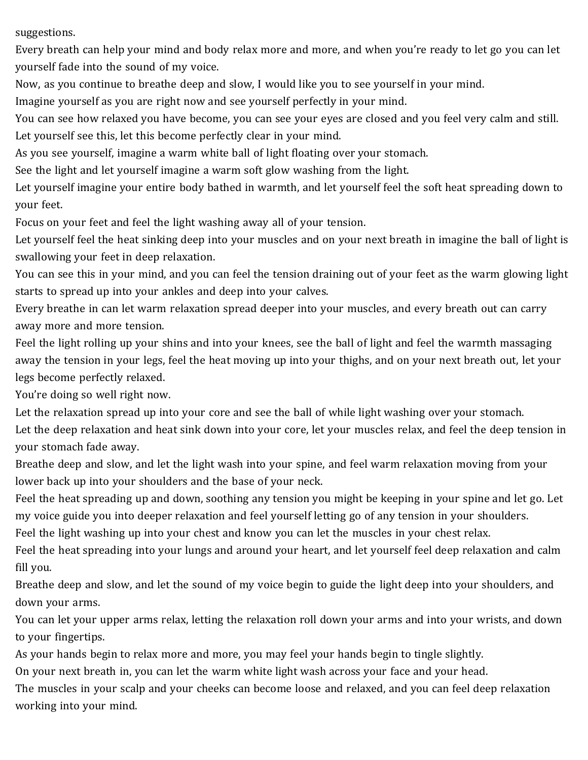suggestions.

Every breath can help your mind and body relax more and more, and when you're ready to let go you can let yourself fade into the sound of my voice.

Now, as you continue to breathe deep and slow, I would like you to see yourself in your mind.

Imagine yourself as you are right now and see yourself perfectly in your mind.

You can see how relaxed you have become, you can see your eyes are closed and you feel very calm and still.

Let yourself see this, let this become perfectly clear in your mind.

As you see yourself, imagine a warm white ball of light floating over your stomach.

See the light and let yourself imagine a warm soft glow washing from the light.

Let yourself imagine your entire body bathed in warmth, and let yourself feel the soft heat spreading down to your feet.

Focus on your feet and feel the light washing away all of your tension.

Let yourself feel the heat sinking deep into your muscles and on your next breath in imagine the ball of light is swallowing your feet in deep relaxation.

You can see this in your mind, and you can feel the tension draining out of your feet as the warm glowing light starts to spread up into your ankles and deep into your calves.

Every breathe in can let warm relaxation spread deeper into your muscles, and every breath out can carry away more and more tension.

Feel the light rolling up your shins and into your knees, see the ball of light and feel the warmth massaging away the tension in your legs, feel the heat moving up into your thighs, and on your next breath out, let your legs become perfectly relaxed.

You're doing so well right now.

Let the relaxation spread up into your core and see the ball of while light washing over your stomach.

Let the deep relaxation and heat sink down into your core, let your muscles relax, and feel the deep tension in your stomach fade away.

Breathe deep and slow, and let the light wash into your spine, and feel warm relaxation moving from your lower back up into your shoulders and the base of your neck.

Feel the heat spreading up and down, soothing any tension you might be keeping in your spine and let go. Let my voice guide you into deeper relaxation and feel yourself letting go of any tension in your shoulders.

Feel the light washing up into your chest and know you can let the muscles in your chest relax.

Feel the heat spreading into your lungs and around your heart, and let yourself feel deep relaxation and calm fill you.

Breathe deep and slow, and let the sound of my voice begin to guide the light deep into your shoulders, and down your arms.

You can let your upper arms relax, letting the relaxation roll down your arms and into your wrists, and down to your fingertips.

As your hands begin to relax more and more, you may feel your hands begin to tingle slightly.

On your next breath in, you can let the warm white light wash across your face and your head.

The muscles in your scalp and your cheeks can become loose and relaxed, and you can feel deep relaxation working into your mind.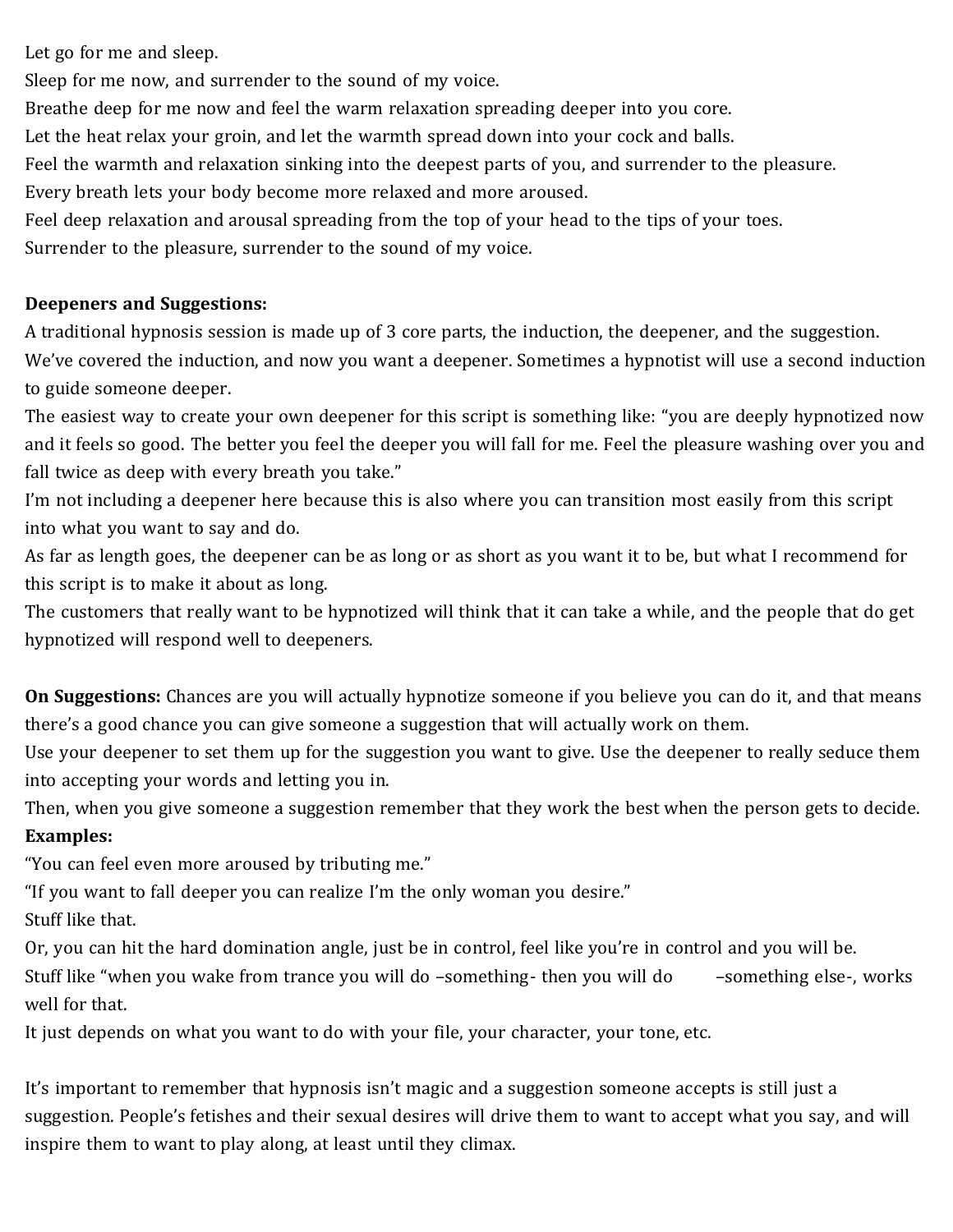Let go for me and sleep.
Sleep for me now, and surrender to the sound of my voice.
Breathe deep for me now and feel the warm relaxation spreading deeper into you core.
Let the heat relax your groin, and let the warmth spread down into your cock and balls.
Feel the warmth and relaxation sinking into the deepest parts of you, and surrender to the pleasure.
Every breath lets your body become more relaxed and more aroused.
Feel deep relaxation and arousal spreading from the top of your head to the tips of your toes.
Surrender to the pleasure, surrender to the sound of my voice.

**Deepeners and Suggestions:**
A traditional hypnosis session is made up of 3 core parts, the induction, the deepener, and the suggestion. We've covered the induction, and now you want a deepener. Sometimes a hypnotist will use a second induction to guide someone deeper.
The easiest way to create your own deepener for this script is something like: "you are deeply hypnotized now and it feels so good. The better you feel the deeper you will fall for me. Feel the pleasure washing over you and fall twice as deep with every breath you take."
I'm not including a deepener here because this is also where you can transition most easily from this script into what you want to say and do.
As far as length goes, the deepener can be as long or as short as you want it to be, but what I recommend for this script is to make it about as long.
The customers that really want to be hypnotized will think that it can take a while, and the people that do get hypnotized will respond well to deepeners.

**On Suggestions:** Chances are you will actually hypnotize someone if you believe you can do it, and that means there's a good chance you can give someone a suggestion that will actually work on them.
Use your deepener to set them up for the suggestion you want to give. Use the deepener to really seduce them into accepting your words and letting you in.
Then, when you give someone a suggestion remember that they work the best when the person gets to decide.
**Examples:**
"You can feel even more aroused by tributing me."
"If you want to fall deeper you can realize I'm the only woman you desire."
Stuff like that.
Or, you can hit the hard domination angle, just be in control, feel like you're in control and you will be.
Stuff like "when you wake from trance you will do –something- then you will do –something else-, works well for that.
It just depends on what you want to do with your file, your character, your tone, etc.

It's important to remember that hypnosis isn't magic and a suggestion someone accepts is still just a suggestion. People's fetishes and their sexual desires will drive them to want to accept what you say, and will inspire them to want to play along, at least until they climax.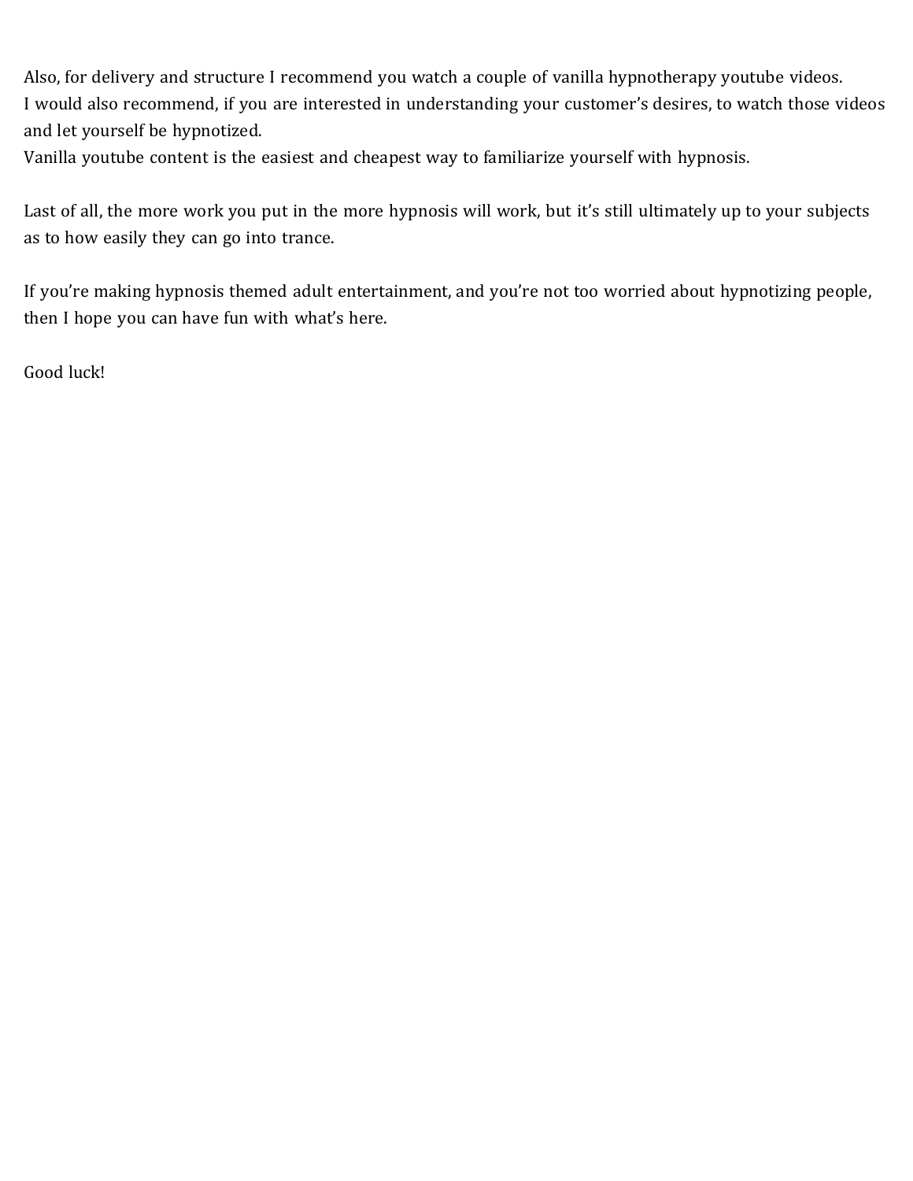Also, for delivery and structure I recommend you watch a couple of vanilla hypnotherapy youtube videos.
I would also recommend, if you are interested in understanding your customer's desires, to watch those videos and let yourself be hypnotized.
Vanilla youtube content is the easiest and cheapest way to familiarize yourself with hypnosis.

Last of all, the more work you put in the more hypnosis will work, but it's still ultimately up to your subjects as to how easily they can go into trance.

If you're making hypnosis themed adult entertainment, and you're not too worried about hypnotizing people, then I hope you can have fun with what's here.

Good luck!